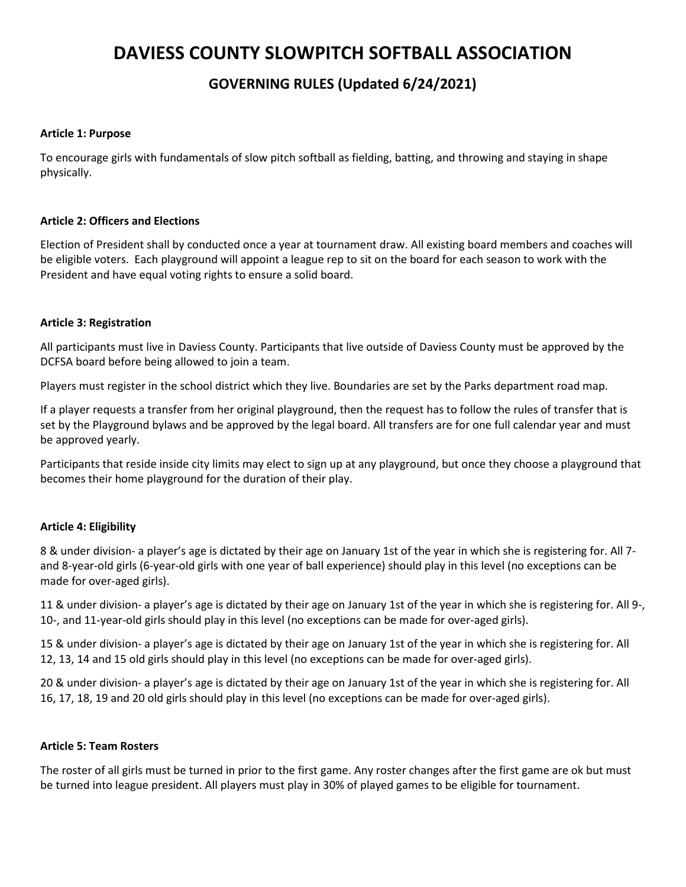# DAVIESS COUNTY SLOWPITCH SOFTBALL ASSOCIATION

## GOVERNING RULES (Updated 6/24/2021)

**Article 1: Purpose**

To encourage girls with fundamentals of slow pitch softball as fielding, batting, and throwing and staying in shape physically.

**Article 2: Officers and Elections**

Election of President shall by conducted once a year at tournament draw. All existing board members and coaches will be eligible voters. Each playground will appoint a league rep to sit on the board for each season to work with the President and have equal voting rights to ensure a solid board.

**Article 3: Registration**

All participants must live in Daviess County. Participants that live outside of Daviess County must be approved by the DCFSA board before being allowed to join a team.

Players must register in the school district which they live. Boundaries are set by the Parks department road map.

If a player requests a transfer from her original playground, then the request has to follow the rules of transfer that is set by the Playground bylaws and be approved by the legal board. All transfers are for one full calendar year and must be approved yearly.

Participants that reside inside city limits may elect to sign up at any playground, but once they choose a playground that becomes their home playground for the duration of their play.

**Article 4: Eligibility**

8 & under division- a player's age is dictated by their age on January 1st of the year in which she is registering for. All 7- and 8-year-old girls (6-year-old girls with one year of ball experience) should play in this level (no exceptions can be made for over-aged girls).

11 & under division- a player's age is dictated by their age on January 1st of the year in which she is registering for. All 9-, 10-, and 11-year-old girls should play in this level (no exceptions can be made for over-aged girls).

15 & under division- a player's age is dictated by their age on January 1st of the year in which she is registering for. All 12, 13, 14 and 15 old girls should play in this level (no exceptions can be made for over-aged girls).

20 & under division- a player's age is dictated by their age on January 1st of the year in which she is registering for. All 16, 17, 18, 19 and 20 old girls should play in this level (no exceptions can be made for over-aged girls).

**Article 5: Team Rosters**

The roster of all girls must be turned in prior to the first game. Any roster changes after the first game are ok but must be turned into league president. All players must play in 30% of played games to be eligible for tournament.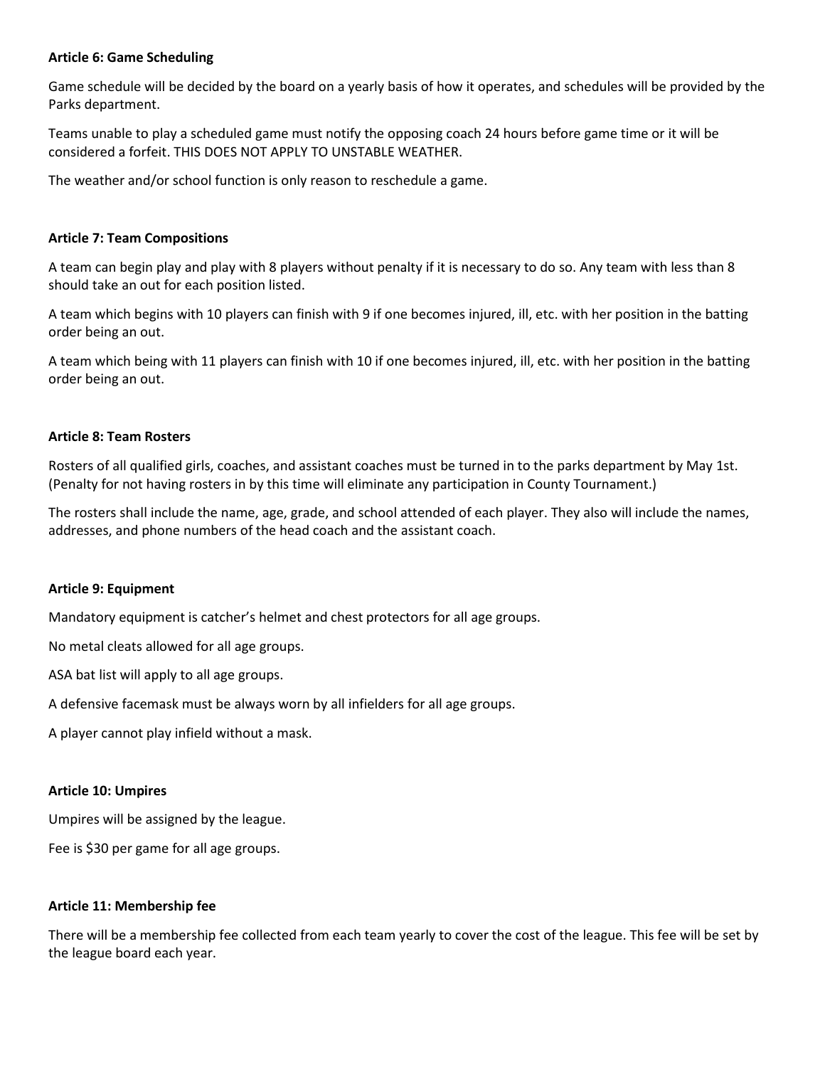**Article 6: Game Scheduling**

Game schedule will be decided by the board on a yearly basis of how it operates, and schedules will be provided by the Parks department.

Teams unable to play a scheduled game must notify the opposing coach 24 hours before game time or it will be considered a forfeit. THIS DOES NOT APPLY TO UNSTABLE WEATHER.

The weather and/or school function is only reason to reschedule a game.

**Article 7: Team Compositions**

A team can begin play and play with 8 players without penalty if it is necessary to do so. Any team with less than 8 should take an out for each position listed.

A team which begins with 10 players can finish with 9 if one becomes injured, ill, etc. with her position in the batting order being an out.

A team which being with 11 players can finish with 10 if one becomes injured, ill, etc. with her position in the batting order being an out.

**Article 8: Team Rosters**

Rosters of all qualified girls, coaches, and assistant coaches must be turned in to the parks department by May 1st. (Penalty for not having rosters in by this time will eliminate any participation in County Tournament.)

The rosters shall include the name, age, grade, and school attended of each player. They also will include the names, addresses, and phone numbers of the head coach and the assistant coach.

**Article 9: Equipment**

Mandatory equipment is catcher's helmet and chest protectors for all age groups.

No metal cleats allowed for all age groups.

ASA bat list will apply to all age groups.

A defensive facemask must be always worn by all infielders for all age groups.

A player cannot play infield without a mask.

**Article 10: Umpires**

Umpires will be assigned by the league.

Fee is $30 per game for all age groups.

**Article 11: Membership fee**

There will be a membership fee collected from each team yearly to cover the cost of the league. This fee will be set by the league board each year.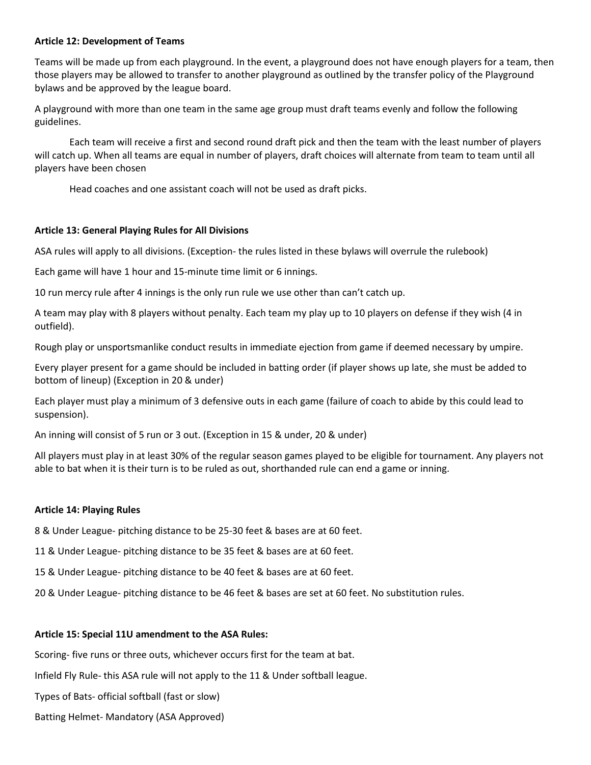**Article 12: Development of Teams**

Teams will be made up from each playground. In the event, a playground does not have enough players for a team, then those players may be allowed to transfer to another playground as outlined by the transfer policy of the Playground bylaws and be approved by the league board.

A playground with more than one team in the same age group must draft teams evenly and follow the following guidelines.

Each team will receive a first and second round draft pick and then the team with the least number of players will catch up. When all teams are equal in number of players, draft choices will alternate from team to team until all players have been chosen

Head coaches and one assistant coach will not be used as draft picks.

**Article 13: General Playing Rules for All Divisions**

ASA rules will apply to all divisions. (Exception- the rules listed in these bylaws will overrule the rulebook)

Each game will have 1 hour and 15-minute time limit or 6 innings.

10 run mercy rule after 4 innings is the only run rule we use other than can't catch up.

A team may play with 8 players without penalty. Each team my play up to 10 players on defense if they wish (4 in outfield).

Rough play or unsportsmanlike conduct results in immediate ejection from game if deemed necessary by umpire.

Every player present for a game should be included in batting order (if player shows up late, she must be added to bottom of lineup) (Exception in 20 & under)

Each player must play a minimum of 3 defensive outs in each game (failure of coach to abide by this could lead to suspension).

An inning will consist of 5 run or 3 out. (Exception in 15 & under, 20 & under)

All players must play in at least 30% of the regular season games played to be eligible for tournament. Any players not able to bat when it is their turn is to be ruled as out, shorthanded rule can end a game or inning.

**Article 14: Playing Rules**

8 & Under League- pitching distance to be 25-30 feet & bases are at 60 feet.

11 & Under League- pitching distance to be 35 feet & bases are at 60 feet.

15 & Under League- pitching distance to be 40 feet & bases are at 60 feet.

20 & Under League- pitching distance to be 46 feet & bases are set at 60 feet. No substitution rules.

**Article 15: Special 11U amendment to the ASA Rules:**

Scoring- five runs or three outs, whichever occurs first for the team at bat.

Infield Fly Rule- this ASA rule will not apply to the 11 & Under softball league.

Types of Bats- official softball (fast or slow)

Batting Helmet- Mandatory (ASA Approved)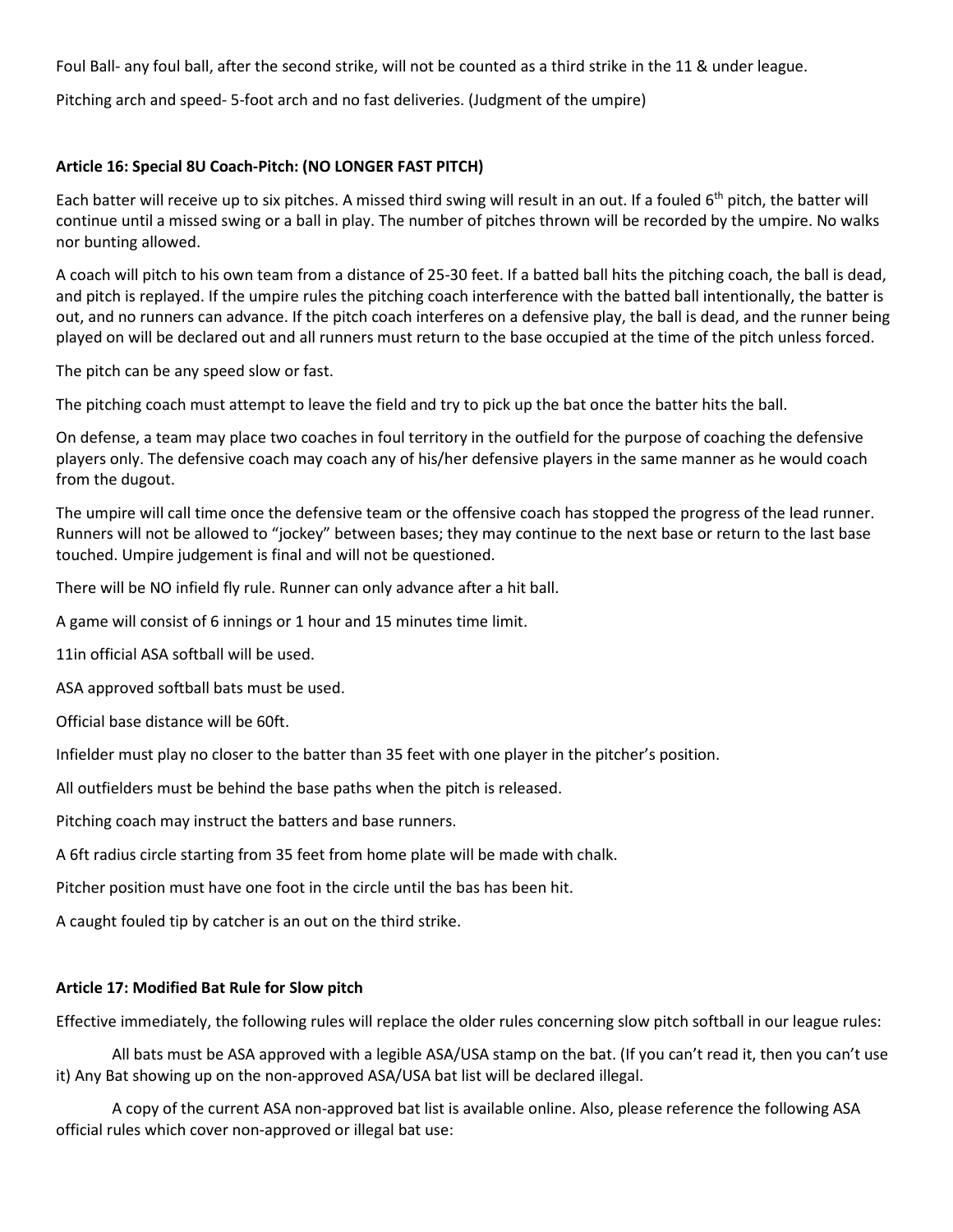Foul Ball- any foul ball, after the second strike, will not be counted as a third strike in the 11 & under league.

Pitching arch and speed- 5-foot arch and no fast deliveries. (Judgment of the umpire)

**Article 16: Special 8U Coach-Pitch: (NO LONGER FAST PITCH)**

Each batter will receive up to six pitches. A missed third swing will result in an out. If a fouled 6th pitch, the batter will continue until a missed swing or a ball in play. The number of pitches thrown will be recorded by the umpire. No walks nor bunting allowed.

A coach will pitch to his own team from a distance of 25-30 feet. If a batted ball hits the pitching coach, the ball is dead, and pitch is replayed. If the umpire rules the pitching coach interference with the batted ball intentionally, the batter is out, and no runners can advance. If the pitch coach interferes on a defensive play, the ball is dead, and the runner being played on will be declared out and all runners must return to the base occupied at the time of the pitch unless forced.

The pitch can be any speed slow or fast.

The pitching coach must attempt to leave the field and try to pick up the bat once the batter hits the ball.

On defense, a team may place two coaches in foul territory in the outfield for the purpose of coaching the defensive players only. The defensive coach may coach any of his/her defensive players in the same manner as he would coach from the dugout.

The umpire will call time once the defensive team or the offensive coach has stopped the progress of the lead runner. Runners will not be allowed to "jockey" between bases; they may continue to the next base or return to the last base touched. Umpire judgement is final and will not be questioned.

There will be NO infield fly rule. Runner can only advance after a hit ball.

A game will consist of 6 innings or 1 hour and 15 minutes time limit.

11in official ASA softball will be used.

ASA approved softball bats must be used.

Official base distance will be 60ft.

Infielder must play no closer to the batter than 35 feet with one player in the pitcher's position.

All outfielders must be behind the base paths when the pitch is released.

Pitching coach may instruct the batters and base runners.

A 6ft radius circle starting from 35 feet from home plate will be made with chalk.

Pitcher position must have one foot in the circle until the bas has been hit.

A caught fouled tip by catcher is an out on the third strike.

**Article 17: Modified Bat Rule for Slow pitch**

Effective immediately, the following rules will replace the older rules concerning slow pitch softball in our league rules:

All bats must be ASA approved with a legible ASA/USA stamp on the bat. (If you can't read it, then you can't use it) Any Bat showing up on the non-approved ASA/USA bat list will be declared illegal.

A copy of the current ASA non-approved bat list is available online. Also, please reference the following ASA official rules which cover non-approved or illegal bat use: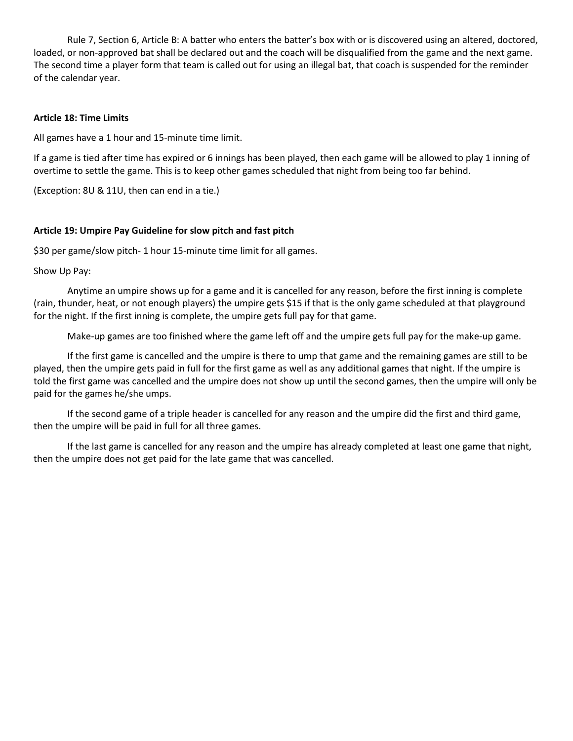Rule 7, Section 6, Article B: A batter who enters the batter's box with or is discovered using an altered, doctored, loaded, or non-approved bat shall be declared out and the coach will be disqualified from the game and the next game. The second time a player form that team is called out for using an illegal bat, that coach is suspended for the reminder of the calendar year.

**Article 18: Time Limits**

All games have a 1 hour and 15-minute time limit.

If a game is tied after time has expired or 6 innings has been played, then each game will be allowed to play 1 inning of overtime to settle the game. This is to keep other games scheduled that night from being too far behind.

(Exception: 8U & 11U, then can end in a tie.)

**Article 19: Umpire Pay Guideline for slow pitch and fast pitch**

$30 per game/slow pitch- 1 hour 15-minute time limit for all games.

Show Up Pay:

Anytime an umpire shows up for a game and it is cancelled for any reason, before the first inning is complete (rain, thunder, heat, or not enough players) the umpire gets $15 if that is the only game scheduled at that playground for the night. If the first inning is complete, the umpire gets full pay for that game.

Make-up games are too finished where the game left off and the umpire gets full pay for the make-up game.

If the first game is cancelled and the umpire is there to ump that game and the remaining games are still to be played, then the umpire gets paid in full for the first game as well as any additional games that night. If the umpire is told the first game was cancelled and the umpire does not show up until the second games, then the umpire will only be paid for the games he/she umps.

If the second game of a triple header is cancelled for any reason and the umpire did the first and third game, then the umpire will be paid in full for all three games.

If the last game is cancelled for any reason and the umpire has already completed at least one game that night, then the umpire does not get paid for the late game that was cancelled.